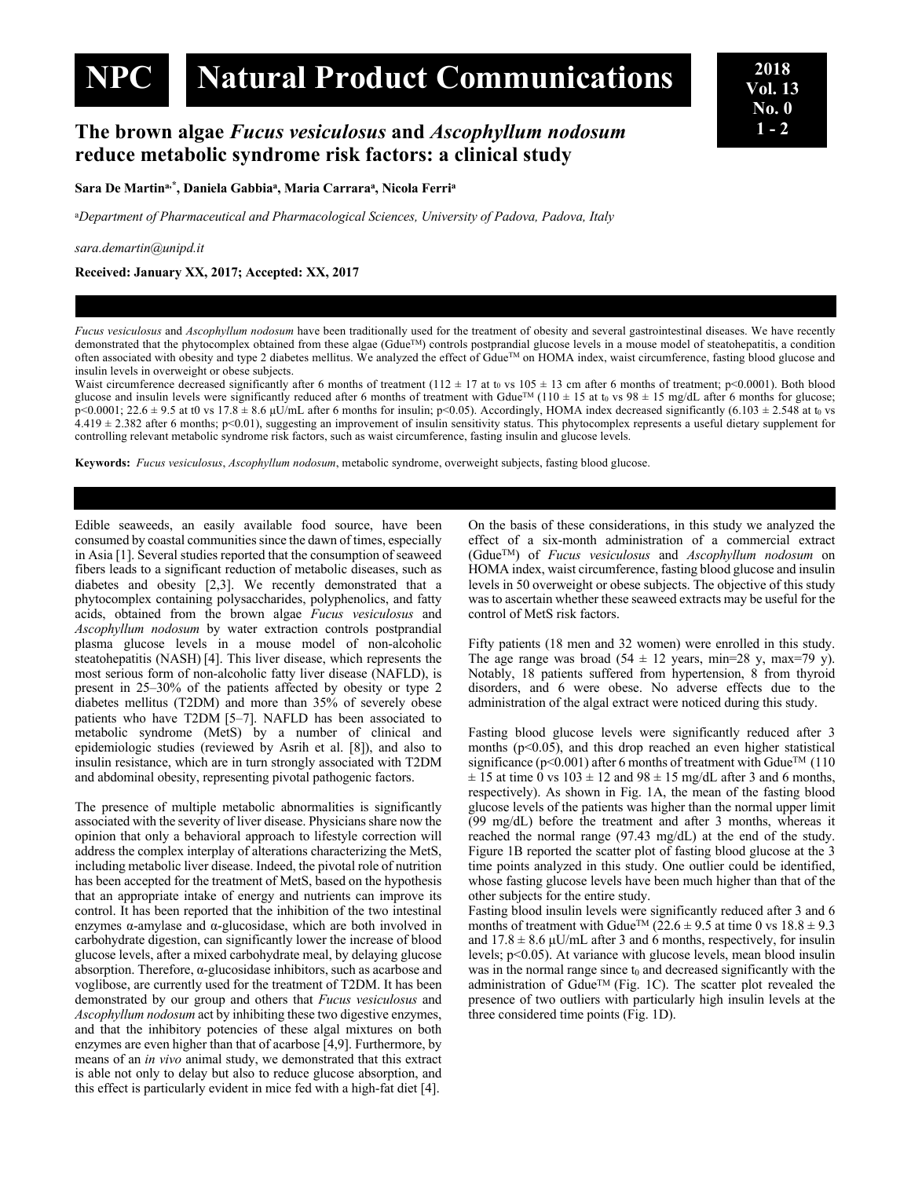# The brown algae *Fucus vesiculosus* and *Ascophyllum nodosum* reduce metabolic syndrome risk factors: a clinical study

**Sara De Martin[a,*], Daniela Gabbia[a], Maria Carrara[a], Nicola Ferri[a]**

[a]*Department of Pharmaceutical and Pharmacological Sciences, University of Padova, Padova, Italy*

*sara.demartin@unipd.it*

**Received: January XX, 2017; Accepted: XX, 2017**

*Fucus vesiculosus* and *Ascophyllum nodosum* have been traditionally used for the treatment of obesity and several gastrointestinal diseases. We have recently demonstrated that the phytocomplex obtained from these algae (Gdue™) controls postprandial glucose levels in a mouse model of steatohepatitis, a condition often associated with obesity and type 2 diabetes mellitus. We analyzed the effect of Gdue™ on HOMA index, waist circumference, fasting blood glucose and insulin levels in overweight or obese subjects.

Waist circumference decreased significantly after 6 months of treatment (112 ± 17 at $t_0$ vs 105 ± 13 cm after 6 months of treatment; $p<0.0001$). Both blood glucose and insulin levels were significantly reduced after 6 months of treatment with Gdue™ (110 ± 15 at $t_0$ vs 98 ± 15 mg/dL after 6 months for glucose; $p<0.0001$; 22.6 ± 9.5 at t0 vs 17.8 ± 8.6 µU/mL after 6 months for insulin; $p<0.05$). Accordingly, HOMA index decreased significantly (6.103 ± 2.548 at $t_0$ vs 4.419 ± 2.382 after 6 months; $p<0.01$), suggesting an improvement of insulin sensitivity status. This phytocomplex represents a useful dietary supplement for controlling relevant metabolic syndrome risk factors, such as waist circumference, fasting insulin and glucose levels.

**Keywords:** *Fucus vesiculosus*, *Ascophyllum nodosum*, metabolic syndrome, overweight subjects, fasting blood glucose.

Edible seaweeds, an easily available food source, have been consumed by coastal communities since the dawn of times, especially in Asia [1]. Several studies reported that the consumption of seaweed fibers leads to a significant reduction of metabolic diseases, such as diabetes and obesity [2,3]. We recently demonstrated that a phytocomplex containing polysaccharides, polyphenolics, and fatty acids, obtained from the brown algae *Fucus vesiculosus* and *Ascophyllum nodosum* by water extraction controls postprandial plasma glucose levels in a mouse model of non-alcoholic steatohepatitis (NASH) [4]. This liver disease, which represents the most serious form of non-alcoholic fatty liver disease (NAFLD), is present in 25–30% of the patients affected by obesity or type 2 diabetes mellitus (T2DM) and more than 35% of severely obese patients who have T2DM [5–7]. NAFLD has been associated to metabolic syndrome (MetS) by a number of clinical and epidemiologic studies (reviewed by Asrih et al. [8]), and also to insulin resistance, which are in turn strongly associated with T2DM and abdominal obesity, representing pivotal pathogenic factors.

The presence of multiple metabolic abnormalities is significantly associated with the severity of liver disease. Physicians share now the opinion that only a behavioral approach to lifestyle correction will address the complex interplay of alterations characterizing the MetS, including metabolic liver disease. Indeed, the pivotal role of nutrition has been accepted for the treatment of MetS, based on the hypothesis that an appropriate intake of energy and nutrients can improve its control. It has been reported that the inhibition of the two intestinal enzymes α-amylase and α-glucosidase, which are both involved in carbohydrate digestion, can significantly lower the increase of blood glucose levels, after a mixed carbohydrate meal, by delaying glucose absorption. Therefore, α-glucosidase inhibitors, such as acarbose and voglibose, are currently used for the treatment of T2DM. It has been demonstrated by our group and others that *Fucus vesiculosus* and *Ascophyllum nodosum* act by inhibiting these two digestive enzymes, and that the inhibitory potencies of these algal mixtures on both enzymes are even higher than that of acarbose [4,9]. Furthermore, by means of an *in vivo* animal study, we demonstrated that this extract is able not only to delay but also to reduce glucose absorption, and this effect is particularly evident in mice fed with a high-fat diet [4].

On the basis of these considerations, in this study we analyzed the effect of a six-month administration of a commercial extract (Gdue™) of *Fucus vesiculosus* and *Ascophyllum nodosum* on HOMA index, waist circumference, fasting blood glucose and insulin levels in 50 overweight or obese subjects. The objective of this study was to ascertain whether these seaweed extracts may be useful for the control of MetS risk factors.

Fifty patients (18 men and 32 women) were enrolled in this study. The age range was broad (54 ± 12 years, min=28 y, max=79 y). Notably, 18 patients suffered from hypertension, 8 from thyroid disorders, and 6 were obese. No adverse effects due to the administration of the algal extract were noticed during this study.

Fasting blood glucose levels were significantly reduced after 3 months ($p<0.05$), and this drop reached an even higher statistical significance ($p<0.001$) after 6 months of treatment with Gdue™ (110 ± 15 at time 0 vs 103 ± 12 and 98 ± 15 mg/dL after 3 and 6 months, respectively). As shown in Fig. 1A, the mean of the fasting blood glucose levels of the patients was higher than the normal upper limit (99 mg/dL) before the treatment and after 3 months, whereas it reached the normal range (97.43 mg/dL) at the end of the study. Figure 1B reported the scatter plot of fasting blood glucose at the 3 time points analyzed in this study. One outlier could be identified, whose fasting glucose levels have been much higher than that of the other subjects for the entire study.

Fasting blood insulin levels were significantly reduced after 3 and 6 months of treatment with Gdue™ (22.6 ± 9.5 at time 0 vs 18.8 ± 9.3 and 17.8 ± 8.6 µU/mL after 3 and 6 months, respectively, for insulin levels; $p<0.05$). At variance with glucose levels, mean blood insulin was in the normal range since $t_0$ and decreased significantly with the administration of Gdue™ (Fig. 1C). The scatter plot revealed the presence of two outliers with particularly high insulin levels at the three considered time points (Fig. 1D).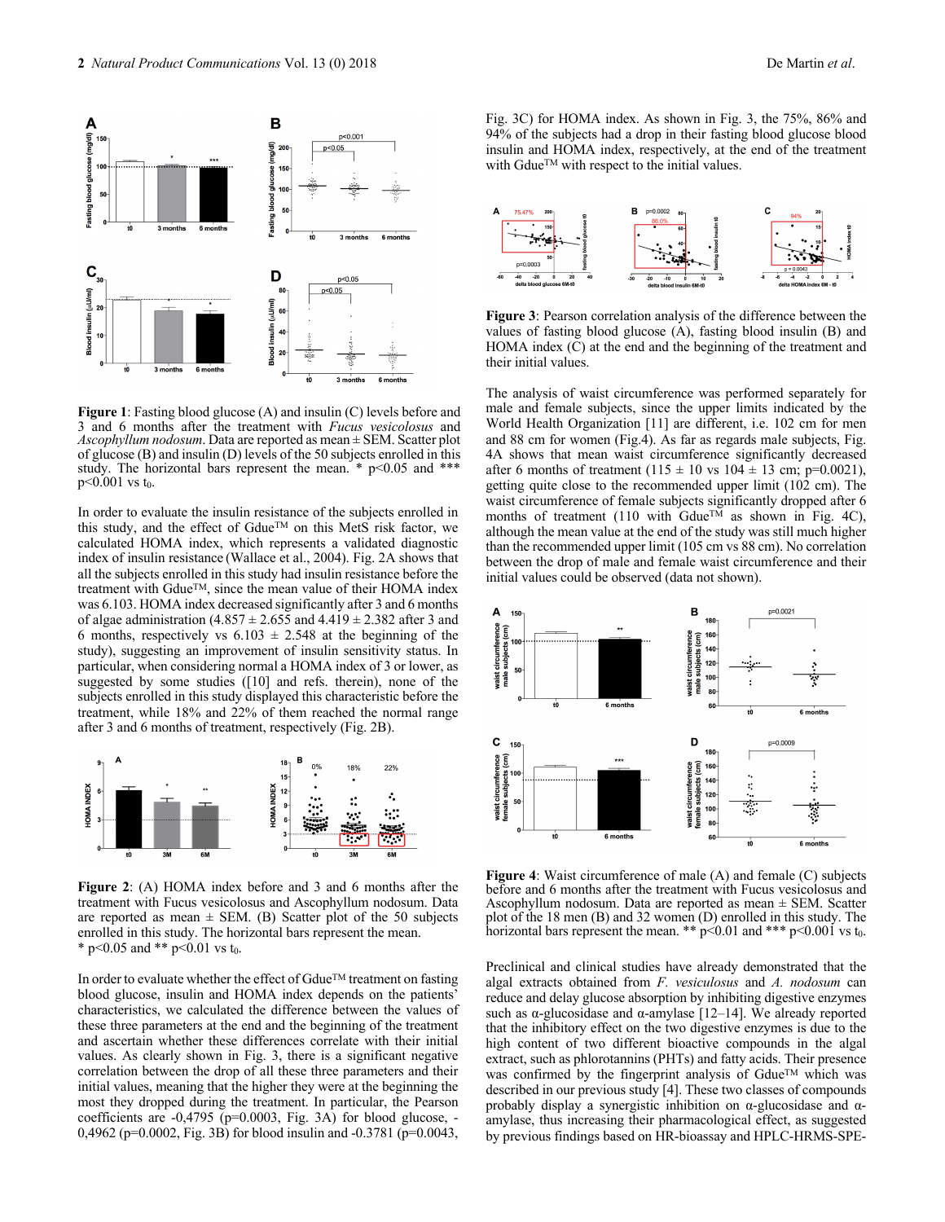**Figure 1**: Fasting blood glucose (A) and insulin (C) levels before and 3 and 6 months after the treatment with *Fucus vesicolosus* and *Ascophyllum nodosum*. Data are reported as mean ± SEM. Scatter plot of glucose (B) and insulin (D) levels of the 50 subjects enrolled in this study. The horizontal bars represent the mean. * $p<0.05$ and *** $p<0.001$ vs $t_0$.

In order to evaluate the insulin resistance of the subjects enrolled in this study, and the effect of Gdue™ on this MetS risk factor, we calculated HOMA index, which represents a validated diagnostic index of insulin resistance (Wallace et al., 2004). Fig. 2A shows that all the subjects enrolled in this study had insulin resistance before the treatment with Gdue™, since the mean value of their HOMA index was 6.103. HOMA index decreased significantly after 3 and 6 months of algae administration (4.857 ± 2.655 and 4.419 ± 2.382 after 3 and 6 months, respectively vs 6.103 ± 2.548 at the beginning of the study), suggesting an improvement of insulin sensitivity status. In particular, when considering normal a HOMA index of 3 or lower, as suggested by some studies ([10] and refs. therein), none of the subjects enrolled in this study displayed this characteristic before the treatment, while 18% and 22% of them reached the normal range after 3 and 6 months of treatment, respectively (Fig. 2B).

**Figure 2**: (A) HOMA index before and 3 and 6 months after the treatment with Fucus vesicolosus and Ascophyllum nodosum. Data are reported as mean ± SEM. (B) Scatter plot of the 50 subjects enrolled in this study. The horizontal bars represent the mean. * $p<0.05$ and ** $p<0.01$ vs $t_0$.

In order to evaluate whether the effect of Gdue™ treatment on fasting blood glucose, insulin and HOMA index depends on the patients' characteristics, we calculated the difference between the values of these three parameters at the end and the beginning of the treatment and ascertain whether these differences correlate with their initial values. As clearly shown in Fig. 3, there is a significant negative correlation between the drop of all these three parameters and their initial values, meaning that the higher they were at the beginning the most they dropped during the treatment. In particular, the Pearson coefficients are -0,4795 ($p=0.0003$, Fig. 3A) for blood glucose, -0,4962 ($p=0.0002$, Fig. 3B) for blood insulin and -0.3781 ($p=0.0043$, Fig. 3C) for HOMA index. As shown in Fig. 3, the 75%, 86% and 94% of the subjects had a drop in their fasting blood glucose blood insulin and HOMA index, respectively, at the end of the treatment with Gdue™ with respect to the initial values.

**Figure 3**: Pearson correlation analysis of the difference between the values of fasting blood glucose (A), fasting blood insulin (B) and HOMA index (C) at the end and the beginning of the treatment and their initial values.

The analysis of waist circumference was performed separately for male and female subjects, since the upper limits indicated by the World Health Organization [11] are different, i.e. 102 cm for men and 88 cm for women (Fig.4). As far as regards male subjects, Fig. 4A shows that mean waist circumference significantly decreased after 6 months of treatment (115 ± 10 vs 104 ± 13 cm; $p=0.0021$), getting quite close to the recommended upper limit (102 cm). The waist circumference of female subjects significantly dropped after 6 months of treatment (110 with Gdue™ as shown in Fig. 4C), although the mean value at the end of the study was still much higher than the recommended upper limit (105 cm vs 88 cm). No correlation between the drop of male and female waist circumference and their initial values could be observed (data not shown).

**Figure 4**: Waist circumference of male (A) and female (C) subjects before and 6 months after the treatment with Fucus vesicolosus and Ascophyllum nodosum. Data are reported as mean ± SEM. Scatter plot of the 18 men (B) and 32 women (D) enrolled in this study. The horizontal bars represent the mean. ** $p<0.01$ and *** $p<0.001$ vs $t_0$.

Preclinical and clinical studies have already demonstrated that the algal extracts obtained from *F. vesiculosus* and *A. nodosum* can reduce and delay glucose absorption by inhibiting digestive enzymes such as α-glucosidase and α-amylase [12–14]. We already reported that the inhibitory effect on the two digestive enzymes is due to the high content of two different bioactive compounds in the algal extract, such as phlorotannins (PHTs) and fatty acids. Their presence was confirmed by the fingerprint analysis of Gdue™ which was described in our previous study [4]. These two classes of compounds probably display a synergistic inhibition on α-glucosidase and α-amylase, thus increasing their pharmacological effect, as suggested by previous findings based on HR-bioassay and HPLC-HRMS-SPE-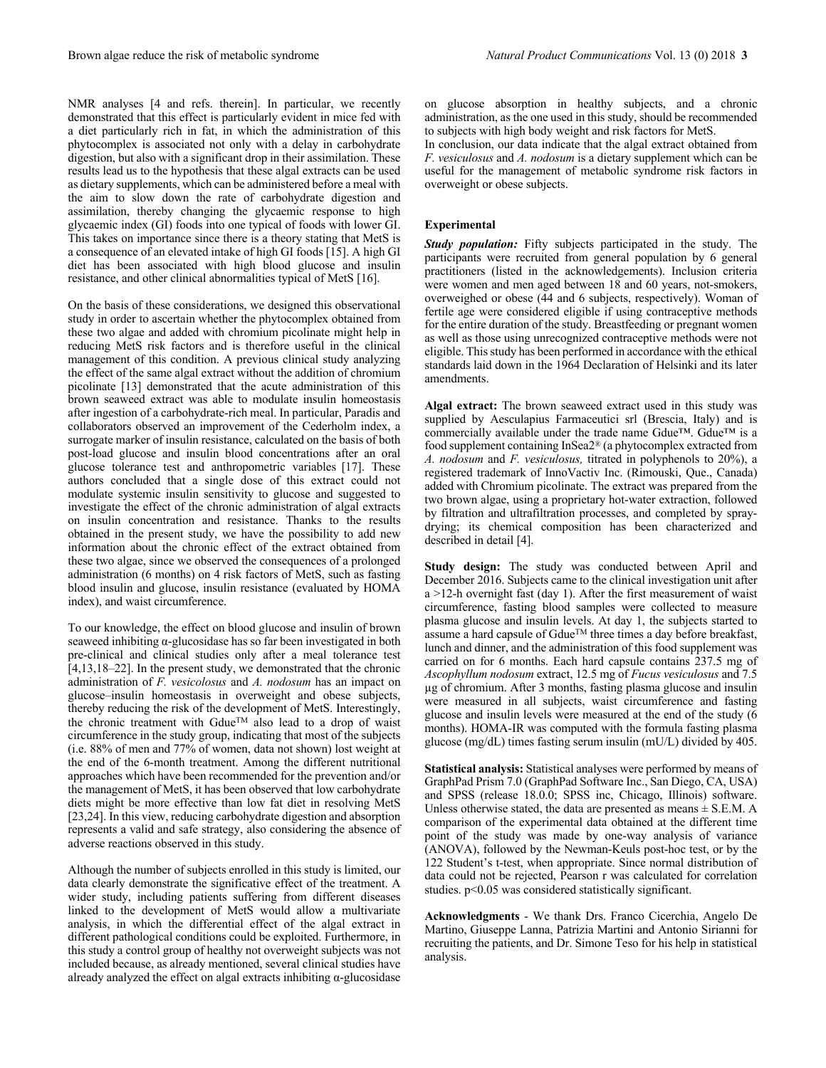NMR analyses [4 and refs. therein]. In particular, we recently demonstrated that this effect is particularly evident in mice fed with a diet particularly rich in fat, in which the administration of this phytocomplex is associated not only with a delay in carbohydrate digestion, but also with a significant drop in their assimilation. These results lead us to the hypothesis that these algal extracts can be used as dietary supplements, which can be administered before a meal with the aim to slow down the rate of carbohydrate digestion and assimilation, thereby changing the glycaemic response to high glycaemic index (GI) foods into one typical of foods with lower GI. This takes on importance since there is a theory stating that MetS is a consequence of an elevated intake of high GI foods [15]. A high GI diet has been associated with high blood glucose and insulin resistance, and other clinical abnormalities typical of MetS [16].

On the basis of these considerations, we designed this observational study in order to ascertain whether the phytocomplex obtained from these two algae and added with chromium picolinate might help in reducing MetS risk factors and is therefore useful in the clinical management of this condition. A previous clinical study analyzing the effect of the same algal extract without the addition of chromium picolinate [13] demonstrated that the acute administration of this brown seaweed extract was able to modulate insulin homeostasis after ingestion of a carbohydrate-rich meal. In particular, Paradis and collaborators observed an improvement of the Cederholm index, a surrogate marker of insulin resistance, calculated on the basis of both post-load glucose and insulin blood concentrations after an oral glucose tolerance test and anthropometric variables [17]. These authors concluded that a single dose of this extract could not modulate systemic insulin sensitivity to glucose and suggested to investigate the effect of the chronic administration of algal extracts on insulin concentration and resistance. Thanks to the results obtained in the present study, we have the possibility to add new information about the chronic effect of the extract obtained from these two algae, since we observed the consequences of a prolonged administration (6 months) on 4 risk factors of MetS, such as fasting blood insulin and glucose, insulin resistance (evaluated by HOMA index), and waist circumference.

To our knowledge, the effect on blood glucose and insulin of brown seaweed inhibiting α-glucosidase has so far been investigated in both pre-clinical and clinical studies only after a meal tolerance test [4,13,18–22]. In the present study, we demonstrated that the chronic administration of *F. vesicolosus* and *A. nodosum* has an impact on glucose–insulin homeostasis in overweight and obese subjects, thereby reducing the risk of the development of MetS. Interestingly, the chronic treatment with Gdue™ also lead to a drop of waist circumference in the study group, indicating that most of the subjects (i.e. 88% of men and 77% of women, data not shown) lost weight at the end of the 6-month treatment. Among the different nutritional approaches which have been recommended for the prevention and/or the management of MetS, it has been observed that low carbohydrate diets might be more effective than low fat diet in resolving MetS [23,24]. In this view, reducing carbohydrate digestion and absorption represents a valid and safe strategy, also considering the absence of adverse reactions observed in this study.

Although the number of subjects enrolled in this study is limited, our data clearly demonstrate the significative effect of the treatment. A wider study, including patients suffering from different diseases linked to the development of MetS would allow a multivariate analysis, in which the differential effect of the algal extract in different pathological conditions could be exploited. Furthermore, in this study a control group of healthy not overweight subjects was not included because, as already mentioned, several clinical studies have already analyzed the effect on algal extracts inhibiting α-glucosidase on glucose absorption in healthy subjects, and a chronic administration, as the one used in this study, should be recommended to subjects with high body weight and risk factors for MetS.

In conclusion, our data indicate that the algal extract obtained from *F. vesiculosus* and *A. nodosum* is a dietary supplement which can be useful for the management of metabolic syndrome risk factors in overweight or obese subjects.

## Experimental

***Study population:*** Fifty subjects participated in the study. The participants were recruited from general population by 6 general practitioners (listed in the acknowledgements). Inclusion criteria were women and men aged between 18 and 60 years, not-smokers, overweighed or obese (44 and 6 subjects, respectively). Woman of fertile age were considered eligible if using contraceptive methods for the entire duration of the study. Breastfeeding or pregnant women as well as those using unrecognized contraceptive methods were not eligible. This study has been performed in accordance with the ethical standards laid down in the 1964 Declaration of Helsinki and its later amendments.

**Algal extract:** The brown seaweed extract used in this study was supplied by Aesculapius Farmaceutici srl (Brescia, Italy) and is commercially available under the trade name Gdue™. Gdue™ is a food supplement containing InSea2® (a phytocomplex extracted from *A. nodosum* and *F. vesiculosus,* titrated in polyphenols to 20%), a registered trademark of InnoVactiv Inc. (Rimouski, Que., Canada) added with Chromium picolinate. The extract was prepared from the two brown algae, using a proprietary hot-water extraction, followed by filtration and ultrafiltration processes, and completed by spray-drying; its chemical composition has been characterized and described in detail [4].

**Study design:** The study was conducted between April and December 2016. Subjects came to the clinical investigation unit after a >12-h overnight fast (day 1). After the first measurement of waist circumference, fasting blood samples were collected to measure plasma glucose and insulin levels. At day 1, the subjects started to assume a hard capsule of Gdue™ three times a day before breakfast, lunch and dinner, and the administration of this food supplement was carried on for 6 months. Each hard capsule contains 237.5 mg of *Ascophyllum nodosum* extract, 12.5 mg of *Fucus vesiculosus* and 7.5 µg of chromium. After 3 months, fasting plasma glucose and insulin were measured in all subjects, waist circumference and fasting glucose and insulin levels were measured at the end of the study (6 months). HOMA-IR was computed with the formula fasting plasma glucose (mg/dL) times fasting serum insulin (mU/L) divided by 405.

**Statistical analysis:** Statistical analyses were performed by means of GraphPad Prism 7.0 (GraphPad Software Inc., San Diego, CA, USA) and SPSS (release 18.0.0; SPSS inc, Chicago, Illinois) software. Unless otherwise stated, the data are presented as means ± S.E.M. A comparison of the experimental data obtained at the different time point of the study was made by one-way analysis of variance (ANOVA), followed by the Newman-Keuls post-hoc test, or by the 122 Student's t-test, when appropriate. Since normal distribution of data could not be rejected, Pearson r was calculated for correlation studies. $p<0.05$ was considered statistically significant.

**Acknowledgments** - We thank Drs. Franco Cicerchia, Angelo De Martino, Giuseppe Lanna, Patrizia Martini and Antonio Sirianni for recruiting the patients, and Dr. Simone Teso for his help in statistical analysis.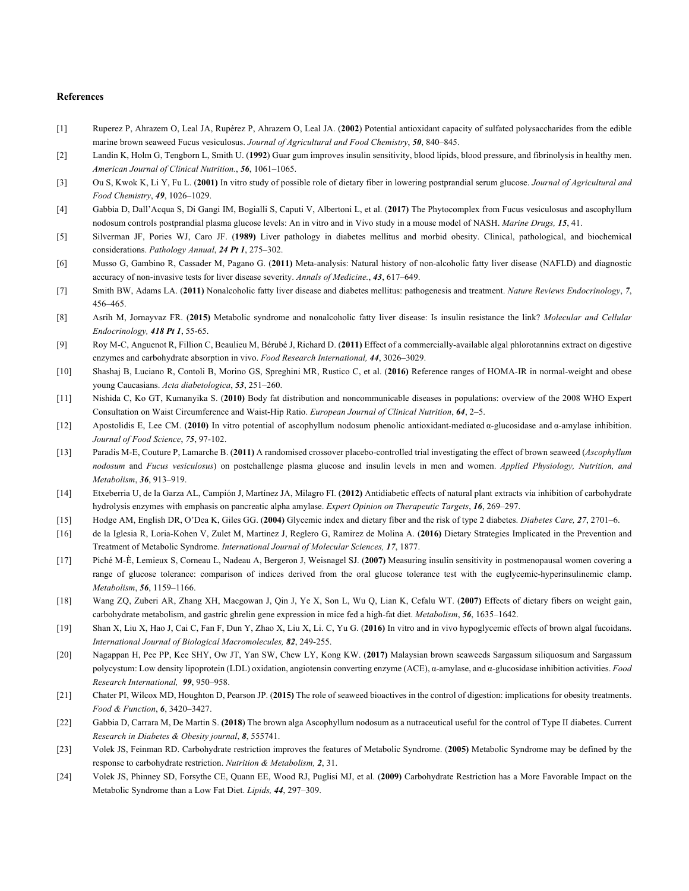## References

[1] Ruperez P, Ahrazem O, Leal JA, Rupérez P, Ahrazem O, Leal JA. (**2002**) Potential antioxidant capacity of sulfated polysaccharides from the edible marine brown seaweed Fucus vesiculosus. *Journal of Agricultural and Food Chemistry*, ***50***, 840–845.

[2] Landin K, Holm G, Tengborn L, Smith U. (**1992**) Guar gum improves insulin sensitivity, blood lipids, blood pressure, and fibrinolysis in healthy men. *American Journal of Clinical Nutrition.*, ***56***, 1061–1065.

[3] Ou S, Kwok K, Li Y, Fu L. (**2001)** In vitro study of possible role of dietary fiber in lowering postprandial serum glucose. *Journal of Agricultural and Food Chemistry*, ***49***, 1026–1029.

[4] Gabbia D, Dall'Acqua S, Di Gangi IM, Bogialli S, Caputi V, Albertoni L, et al. (**2017**) The Phytocomplex from Fucus vesiculosus and ascophyllum nodosum controls postprandial plasma glucose levels: An in vitro and in Vivo study in a mouse model of NASH. *Marine Drugs,* ***15***, 41.

[5] Silverman JF, Pories WJ, Caro JF. (**1989**) Liver pathology in diabetes mellitus and morbid obesity. Clinical, pathological, and biochemical considerations. *Pathology Annual*, ***24 Pt 1***, 275–302.

[6] Musso G, Gambino R, Cassader M, Pagano G. (**2011)** Meta-analysis: Natural history of non-alcoholic fatty liver disease (NAFLD) and diagnostic accuracy of non-invasive tests for liver disease severity. *Annals of Medicine.*, ***43***, 617–649.

[7] Smith BW, Adams LA. (**2011)** Nonalcoholic fatty liver disease and diabetes mellitus: pathogenesis and treatment. *Nature Reviews Endocrinology*, ***7***, 456–465.

[8] Asrih M, Jornayvaz FR. (**2015)** Metabolic syndrome and nonalcoholic fatty liver disease: Is insulin resistance the link? *Molecular and Cellular Endocrinology,* ***418 Pt 1***, 55-65.

[9] Roy M-C, Anguenot R, Fillion C, Beaulieu M, Bérubé J, Richard D. (**2011)** Effect of a commercially-available algal phlorotannins extract on digestive enzymes and carbohydrate absorption in vivo. *Food Research International,* ***44***, 3026–3029.

[10] Shashaj B, Luciano R, Contoli B, Morino GS, Spreghini MR, Rustico C, et al. (**2016)** Reference ranges of HOMA-IR in normal-weight and obese young Caucasians. *Acta diabetologica*, ***53***, 251–260.

[11] Nishida C, Ko GT, Kumanyika S. (**2010)** Body fat distribution and noncommunicable diseases in populations: overview of the 2008 WHO Expert Consultation on Waist Circumference and Waist-Hip Ratio. *European Journal of Clinical Nutrition*, ***64***, 2–5.

[12] Apostolidis E, Lee CM. (**2010)** In vitro potential of ascophyllum nodosum phenolic antioxidant-mediated α-glucosidase and α-amylase inhibition. *Journal of Food Science*, ***75***, 97-102.

[13] Paradis M-E, Couture P, Lamarche B. (**2011)** A randomised crossover placebo-controlled trial investigating the effect of brown seaweed (*Ascophyllum nodosum* and *Fucus vesiculosus*) on postchallenge plasma glucose and insulin levels in men and women. *Applied Physiology, Nutrition, and Metabolism*, ***36***, 913–919.

[14] Etxeberria U, de la Garza AL, Campión J, Martínez JA, Milagro FI. (**2012)** Antidiabetic effects of natural plant extracts via inhibition of carbohydrate hydrolysis enzymes with emphasis on pancreatic alpha amylase. *Expert Opinion on Therapeutic Targets*, ***16***, 269–297.

[15] Hodge AM, English DR, O'Dea K, Giles GG. (**2004)** Glycemic index and dietary fiber and the risk of type 2 diabetes. *Diabetes Care, **27***, 2701–6.

[16] de la Iglesia R, Loria-Kohen V, Zulet M, Martinez J, Reglero G, Ramirez de Molina A. (**2016)** Dietary Strategies Implicated in the Prevention and Treatment of Metabolic Syndrome. *International Journal of Molecular Sciences, **17***, 1877.

[17] Piché M-È, Lemieux S, Corneau L, Nadeau A, Bergeron J, Weisnagel SJ. (**2007)** Measuring insulin sensitivity in postmenopausal women covering a range of glucose tolerance: comparison of indices derived from the oral glucose tolerance test with the euglycemic-hyperinsulinemic clamp. *Metabolism*, ***56***, 1159–1166.

[18] Wang ZQ, Zuberi AR, Zhang XH, Macgowan J, Qin J, Ye X, Son L, Wu Q, Lian K, Cefalu WT. (**2007)** Effects of dietary fibers on weight gain, carbohydrate metabolism, and gastric ghrelin gene expression in mice fed a high-fat diet. *Metabolism*, ***56***, 1635–1642.

[19] Shan X, Liu X, Hao J, Cai C, Fan F, Dun Y, Zhao X, Liu X, Li. C, Yu G. (**2016)** In vitro and in vivo hypoglycemic effects of brown algal fucoidans. *International Journal of Biological Macromolecules, **82***, 249-255.

[20] Nagappan H, Pee PP, Kee SHY, Ow JT, Yan SW, Chew LY, Kong KW. (**2017)** Malaysian brown seaweeds Sargassum siliquosum and Sargassum polycystum: Low density lipoprotein (LDL) oxidation, angiotensin converting enzyme (ACE), α-amylase, and α-glucosidase inhibition activities. *Food Research International,* ***99***, 950–958.

[21] Chater PI, Wilcox MD, Houghton D, Pearson JP. (**2015)** The role of seaweed bioactives in the control of digestion: implications for obesity treatments. *Food & Function*, ***6***, 3420–3427.

[22] Gabbia D, Carrara M, De Martin S. **(2018**) The brown alga Ascophyllum nodosum as a nutraceutical useful for the control of Type II diabetes. Current *Research in Diabetes & Obesity journal*, ***8***, 555741.

[23] Volek JS, Feinman RD. Carbohydrate restriction improves the features of Metabolic Syndrome. (**2005)** Metabolic Syndrome may be defined by the response to carbohydrate restriction. *Nutrition & Metabolism, **2***, 31.

[24] Volek JS, Phinney SD, Forsythe CE, Quann EE, Wood RJ, Puglisi MJ, et al. (**2009)** Carbohydrate Restriction has a More Favorable Impact on the Metabolic Syndrome than a Low Fat Diet. *Lipids, **44***, 297–309.